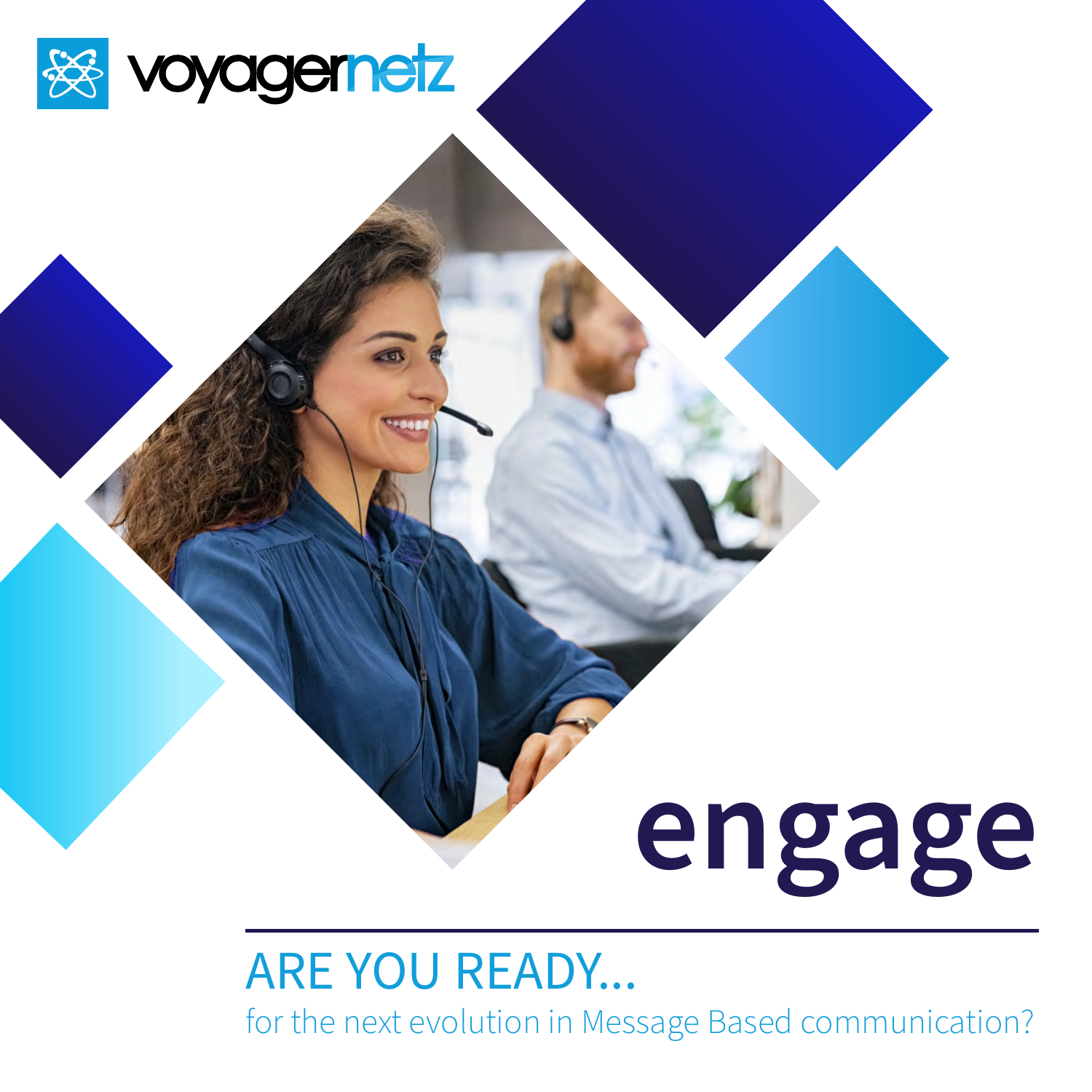voyagernetz

# engage

## ARE YOU READY...

for the next evolution in Message Based communication?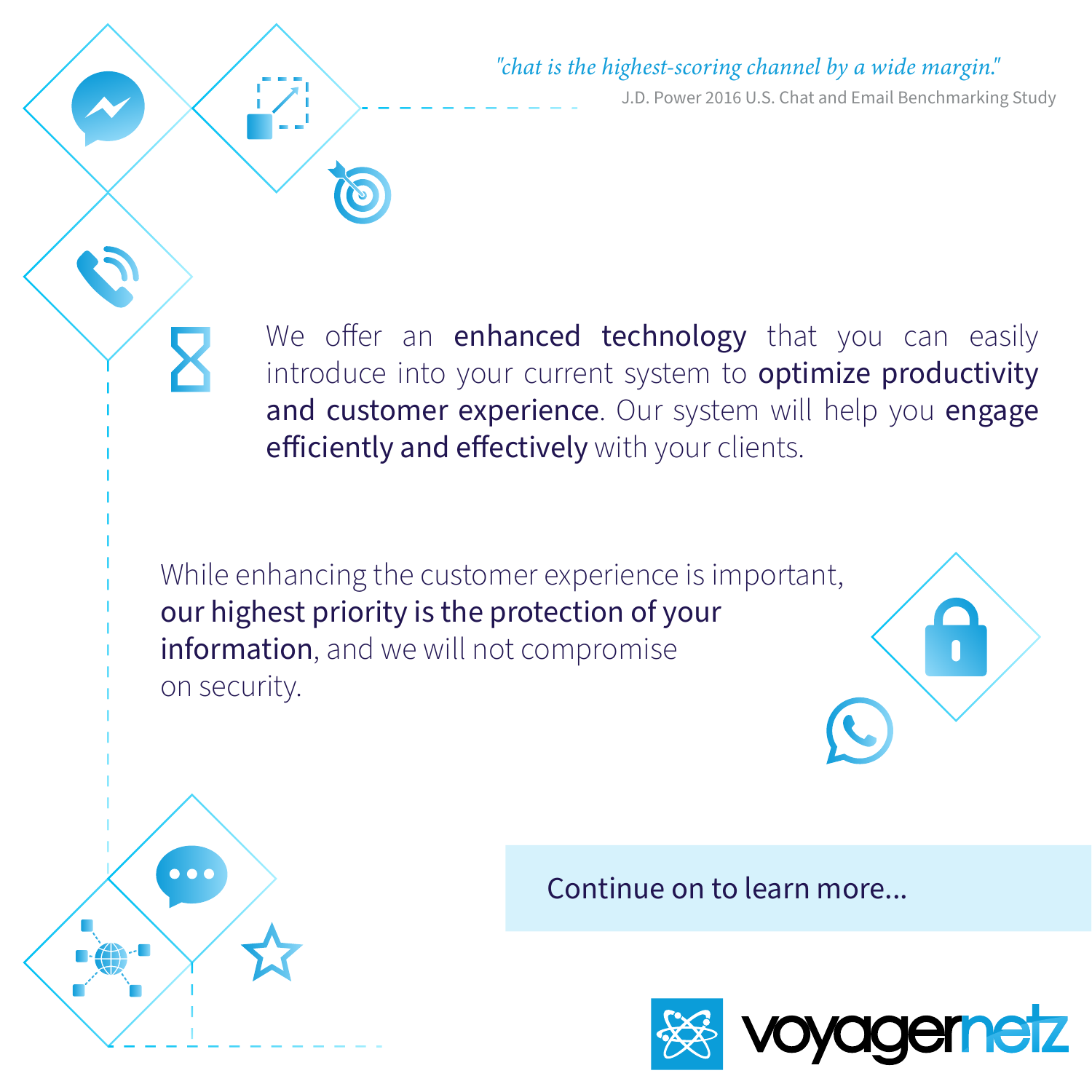*"chat is the highest-scoring channel by a wide margin."*

J.D. Power 2016 U.S. Chat and Email Benchmarking Study

We offer an **enhanced technology** that you can easily introduce into your current system to **optimize productivity and customer experience**. Our system will help you **engage efficiently and effectively** with your clients.

While enhancing the customer experience is important, **our highest priority is the protection of your information**, and we will not compromise on security.

Continue on to learn more...

voyagernetz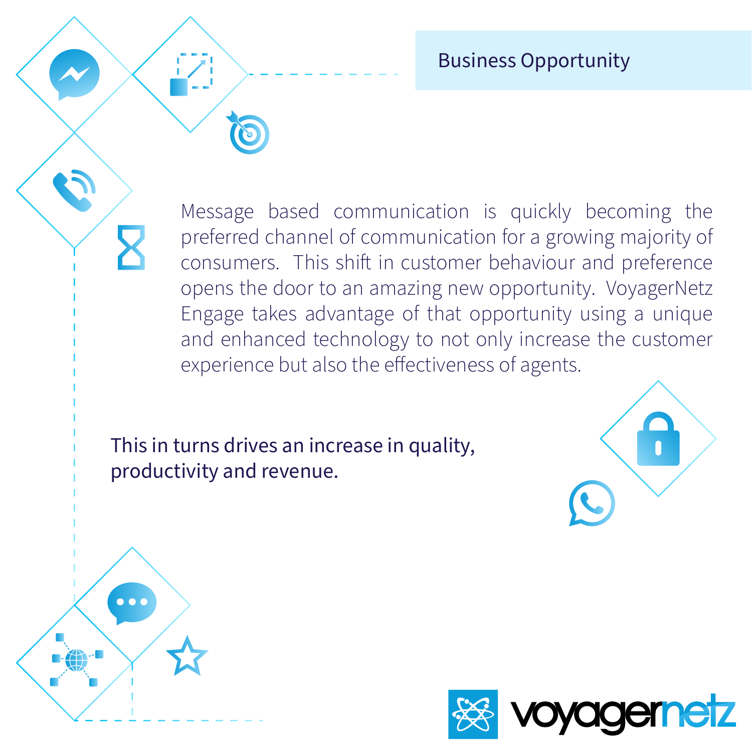## Business Opportunity

Message based communication is quickly becoming the preferred channel of communication for a growing majority of consumers. This shift in customer behaviour and preference opens the door to an amazing new opportunity. VoyagerNetz Engage takes advantage of that opportunity using a unique and enhanced technology to not only increase the customer experience but also the effectiveness of agents.

This in turns drives an increase in quality, productivity and revenue.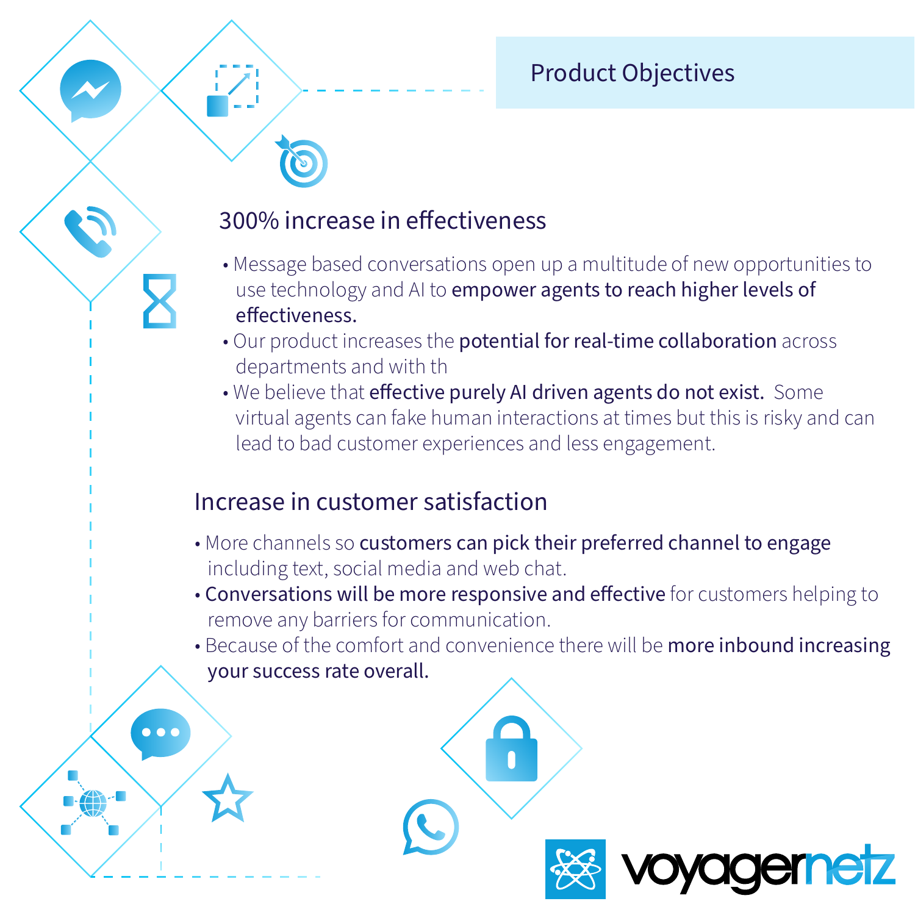# Product Objectives

## 300% increase in effectiveness

- Message based conversations open up a multitude of new opportunities to use technology and AI to **empower agents to reach higher levels of effectiveness.**
- Our product increases the **potential for real-time collaboration** across departments and with th
- We believe that **effective purely AI driven agents do not exist.** Some virtual agents can fake human interactions at times but this is risky and can lead to bad customer experiences and less engagement.

## Increase in customer satisfaction

- More channels so **customers can pick their preferred channel to engage** including text, social media and web chat.
- **Conversations will be more responsive and effective** for customers helping to remove any barriers for communication.
- Because of the comfort and convenience there will be **more inbound increasing your success rate overall.**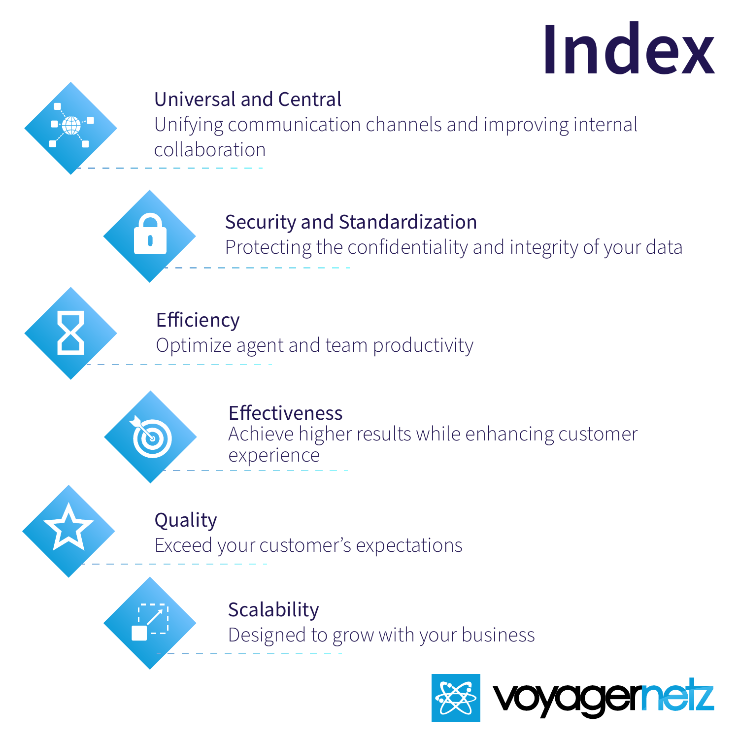# Index

### Universal and Central
Unifying communication channels and improving internal collaboration

### Security and Standardization
Protecting the confidentiality and integrity of your data

### Efficiency
Optimize agent and team productivity

### Effectiveness
Achieve higher results while enhancing customer experience

### Quality
Exceed your customer's expectations

### Scalability
Designed to grow with your business

voyagernetz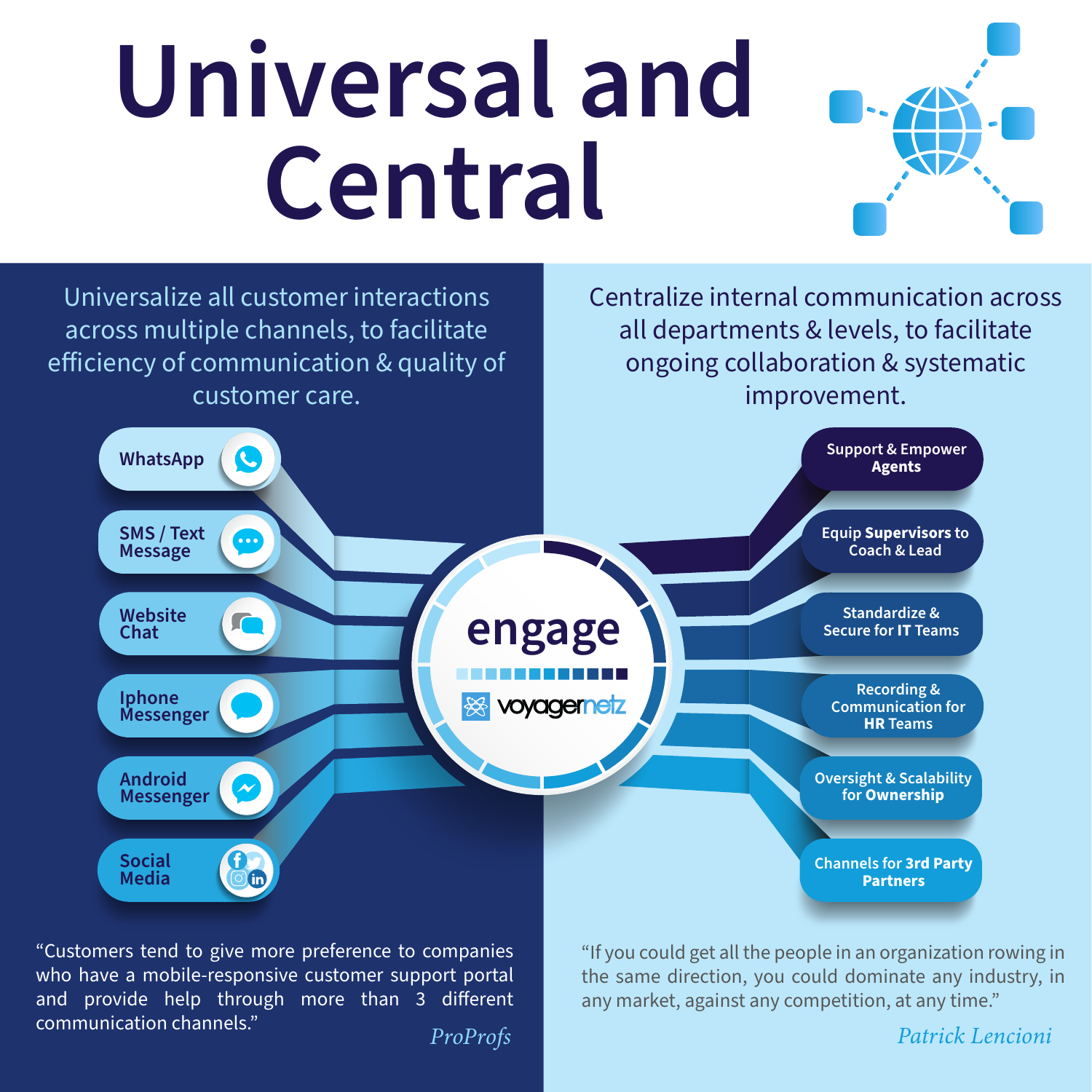# Universal and Central

Universalize all customer interactions across multiple channels, to facilitate efficiency of communication & quality of customer care.

- WhatsApp
- SMS / Text Message
- Website Chat
- Iphone Messenger
- Android Messenger
- Social Media

**engage**

voyagernetz

Centralize internal communication across all departments & levels, to facilitate ongoing collaboration & systematic improvement.

- Support & Empower **Agents**
- Equip **Supervisors** to Coach & Lead
- Standardize & Secure for **IT** Teams
- Recording & Communication for **HR** Teams
- Oversight & Scalability for **Ownership**
- Channels for **3rd Party Partners**

"Customers tend to give more preference to companies who have a mobile-responsive customer support portal and provide help through more than 3 different communication channels."

*ProProfs*

"If you could get all the people in an organization rowing in the same direction, you could dominate any industry, in any market, against any competition, at any time."

*Patrick Lencioni*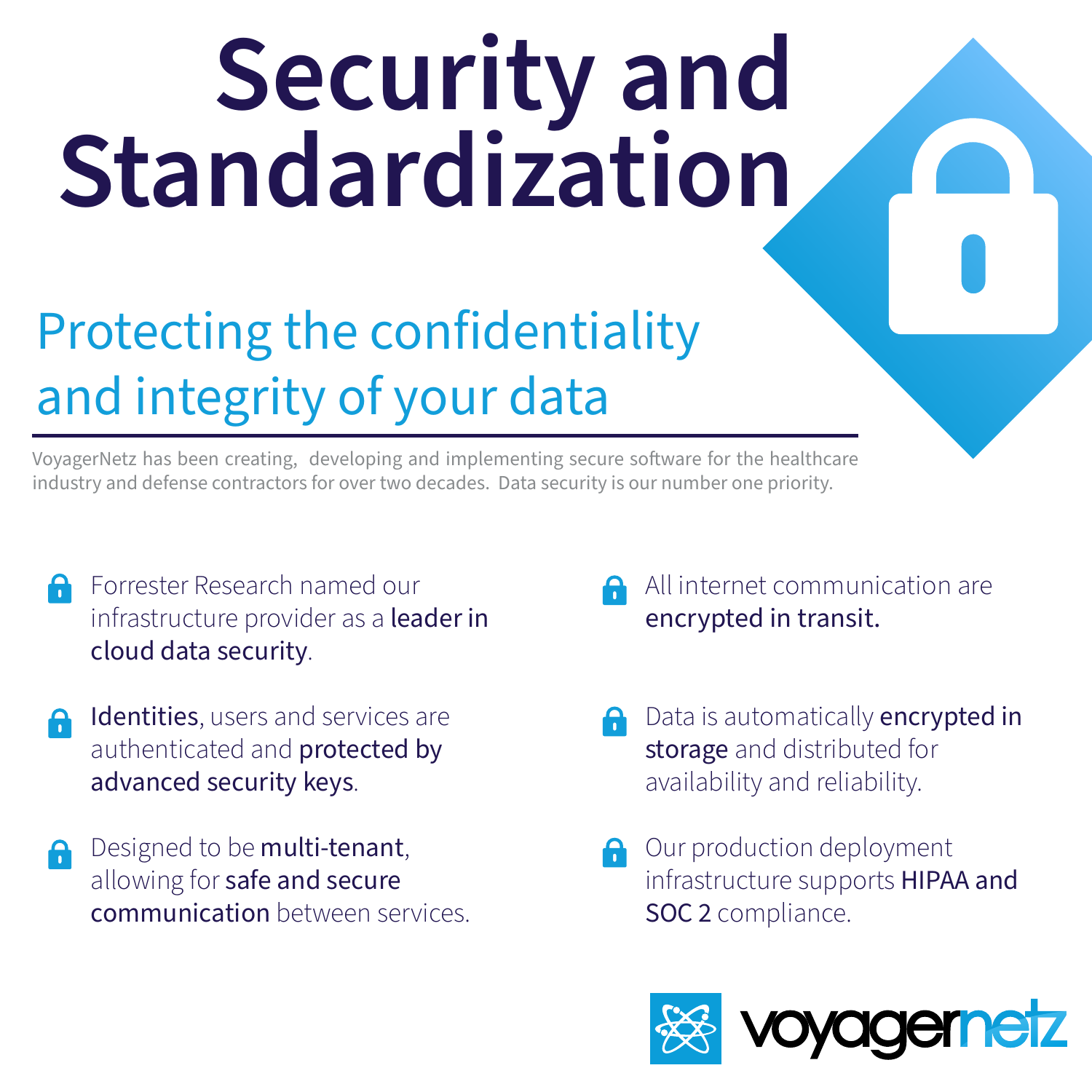# Security and Standardization

## Protecting the confidentiality and integrity of your data

VoyagerNetz has been creating, developing and implementing secure software for the healthcare industry and defense contractors for over two decades. Data security is our number one priority.

- Forrester Research named our infrastructure provider as a **leader in cloud data security**.
- **Identities**, users and services are authenticated and **protected by advanced security keys**.
- Designed to be **multi-tenant**, allowing for **safe and secure communication** between services.
- All internet communication are **encrypted in transit.**
- Data is automatically **encrypted in storage** and distributed for availability and reliability.
- Our production deployment infrastructure supports **HIPAA and SOC 2** compliance.

voyagernetz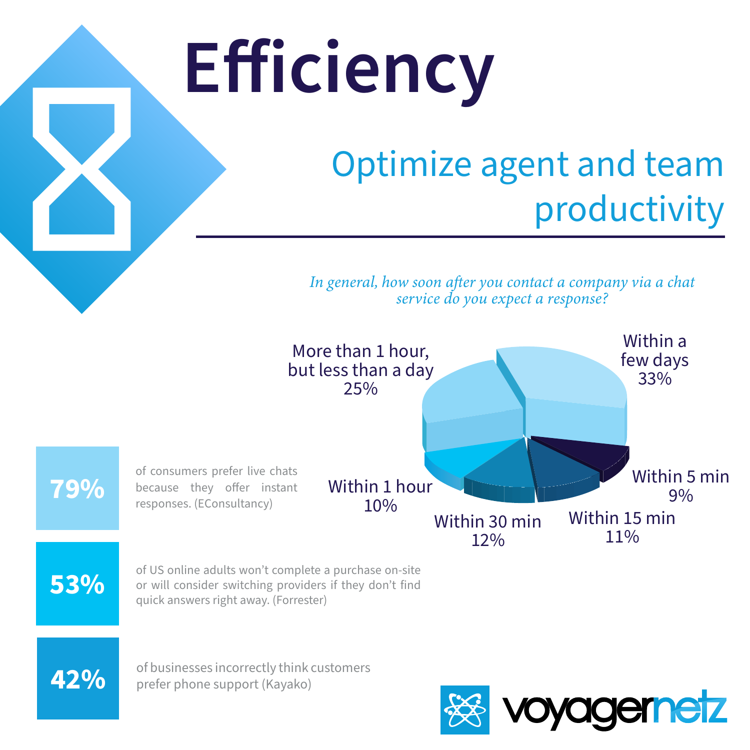# Efficiency

## Optimize agent and team productivity

*In general, how soon after you contact a company via a chat service do you expect a response?*

| Response time | Percentage |
| --- | --- |
| Within a few days | 33% |
| More than 1 hour, but less than a day | 25% |
| Within 30 min | 12% |
| Within 15 min | 11% |
| Within 1 hour | 10% |
| Within 5 min | 9% |

**79%** of consumers prefer live chats because they offer instant responses. (EConsultancy)

**53%** of US online adults won't complete a purchase on-site or will consider switching providers if they don't find quick answers right away. (Forrester)

**42%** of businesses incorrectly think customers prefer phone support (Kayako)

voyagernetz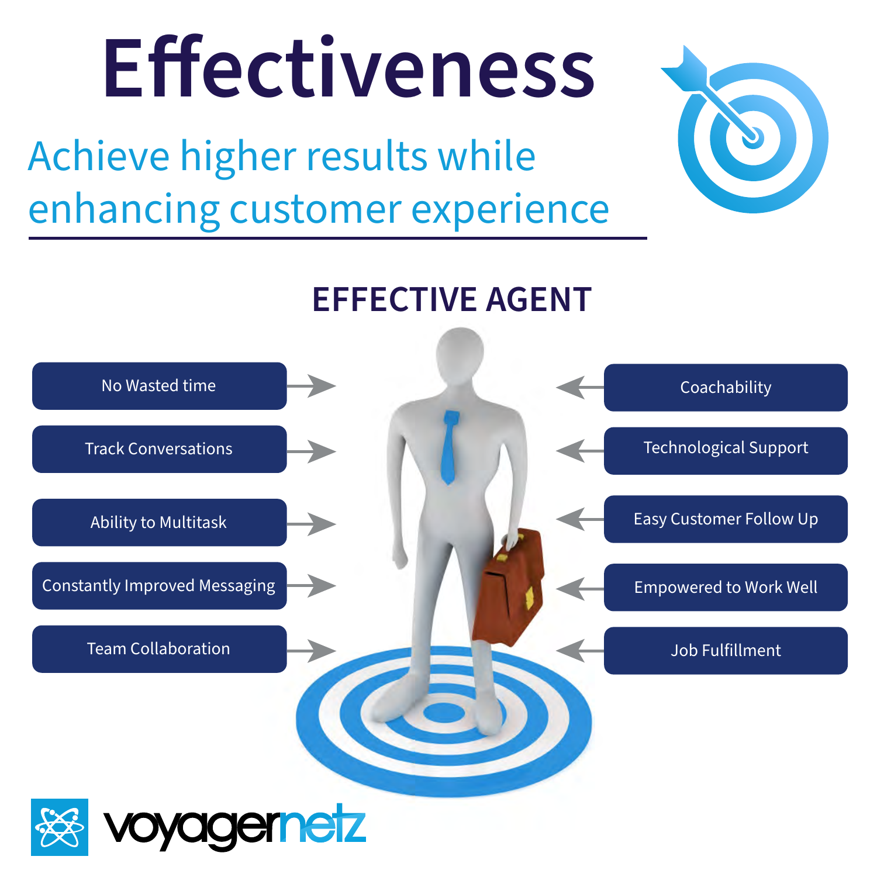# Effectiveness

## Achieve higher results while enhancing customer experience

### EFFECTIVE AGENT

- No Wasted time
- Track Conversations
- Ability to Multitask
- Constantly Improved Messaging
- Team Collaboration
- Coachability
- Technological Support
- Easy Customer Follow Up
- Empowered to Work Well
- Job Fulfillment

voyagernetz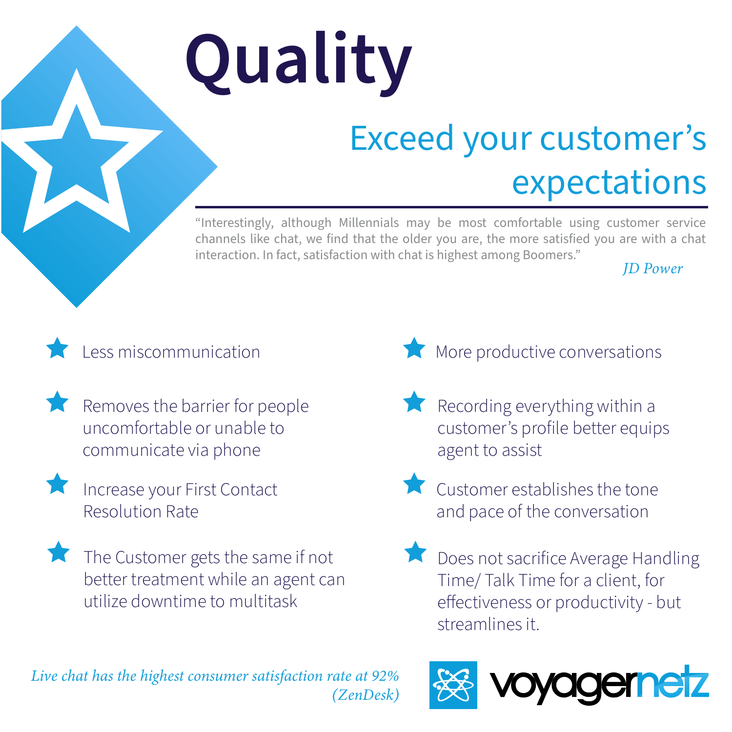# Quality

## Exceed your customer's expectations

"Interestingly, although Millennials may be most comfortable using customer service channels like chat, we find that the older you are, the more satisfied you are with a chat interaction. In fact, satisfaction with chat is highest among Boomers."

*JD Power*

- Less miscommunication
- Removes the barrier for people uncomfortable or unable to communicate via phone
- Increase your First Contact Resolution Rate
- The Customer gets the same if not better treatment while an agent can utilize downtime to multitask
- More productive conversations
- Recording everything within a customer's profile better equips agent to assist
- Customer establishes the tone and pace of the conversation
- Does not sacrifice Average Handling Time/ Talk Time for a client, for effectiveness or productivity - but streamlines it.

*Live chat has the highest consumer satisfaction rate at 92% (ZenDesk)*

voyagernetz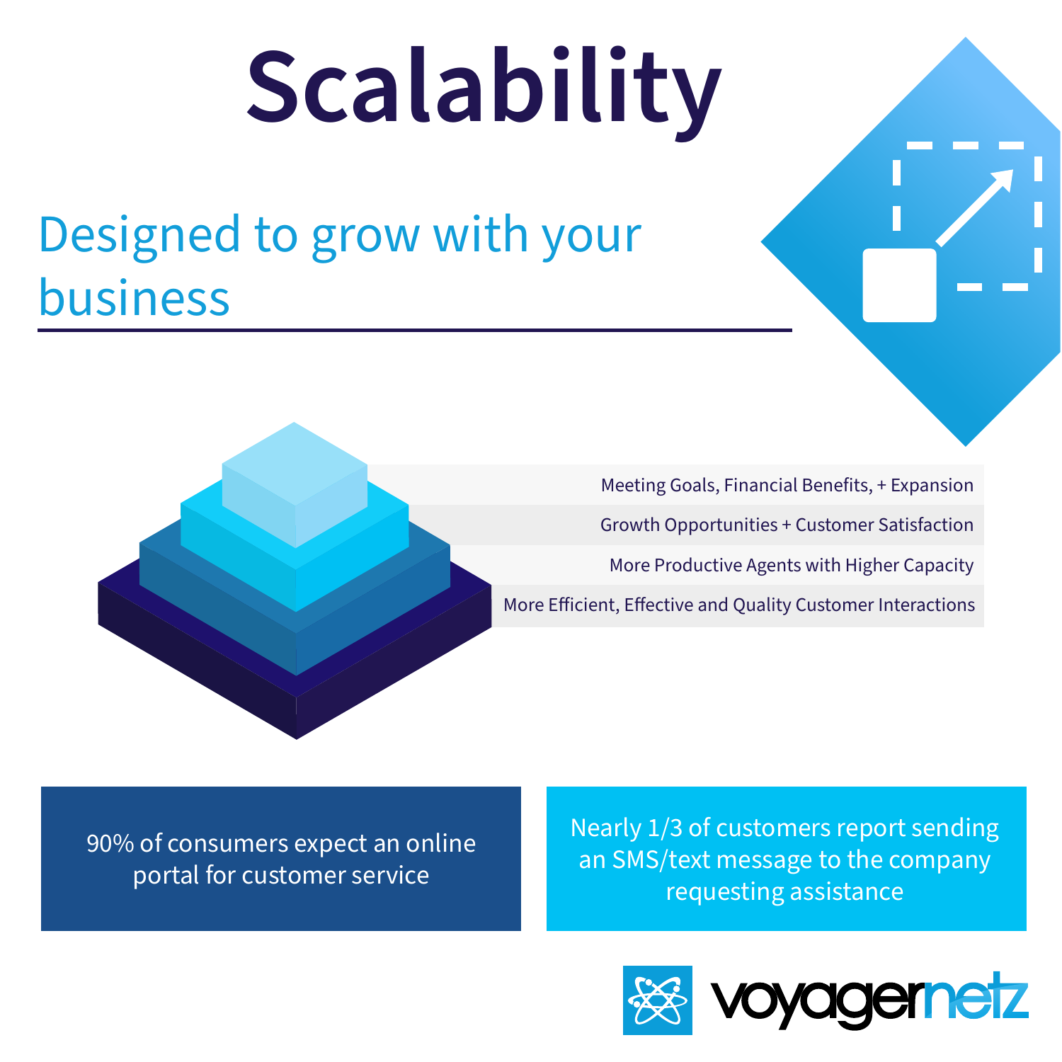# Scalability

## Designed to grow with your business

- Meeting Goals, Financial Benefits, + Expansion
- Growth Opportunities + Customer Satisfaction
- More Productive Agents with Higher Capacity
- More Efficient, Effective and Quality Customer Interactions

90% of consumers expect an online portal for customer service

Nearly 1/3 of customers report sending an SMS/text message to the company requesting assistance

voyagernetz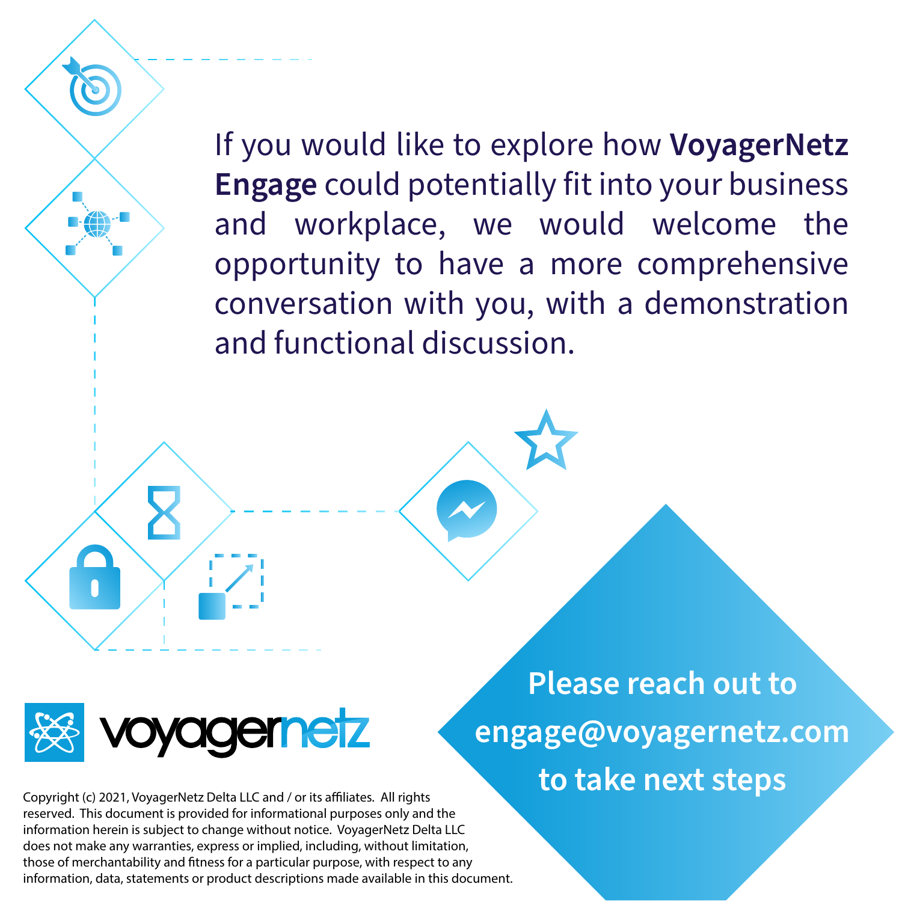If you would like to explore how **VoyagerNetz Engage** could potentially fit into your business and workplace, we would welcome the opportunity to have a more comprehensive conversation with you, with a demonstration and functional discussion.

voyagernetz

**Please reach out to engage@voyagernetz.com to take next steps**

Copyright (c) 2021, VoyagerNetz Delta LLC and / or its affiliates. All rights reserved. This document is provided for informational purposes only and the information herein is subject to change without notice. VoyagerNetz Delta LLC does not make any warranties, express or implied, including, without limitation, those of merchantability and fitness for a particular purpose, with respect to any information, data, statements or product descriptions made available in this document.